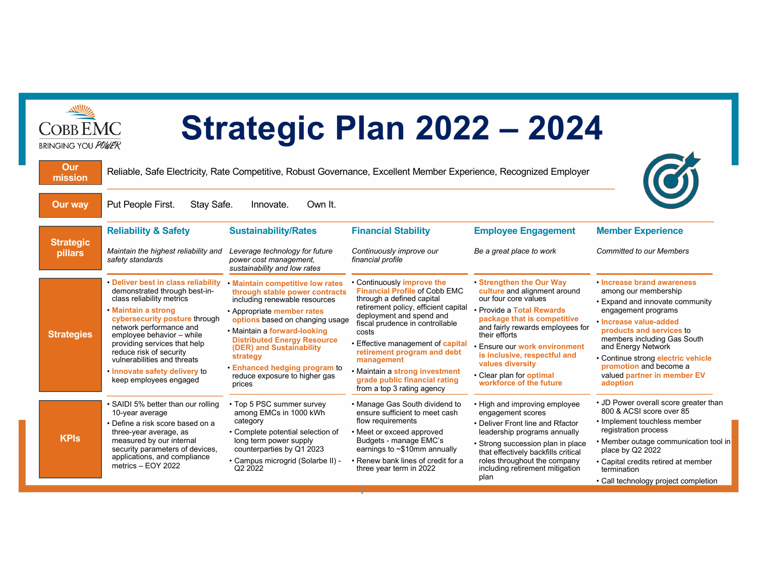# Strategic Plan 2022 – 2024

COBB EMC — BRINGING YOU POWER

**Our mission:** Reliable, Safe Electricity, Rate Competitive, Robust Governance, Excellent Member Experience, Recognized Employer

**Our way:** Put People First. Stay Safe. Innovate. Own It.

| | Reliability & Safety | Sustainability/Rates | Financial Stability | Employee Engagement | Member Experience |
|---|---|---|---|---|---|
| **Strategic pillars** | *Maintain the highest reliability and safety standards* | *Leverage technology for future power cost management, sustainability and low rates* | *Continuously improve our financial profile* | *Be a great place to work* | *Committed to our Members* |
| **Strategies** | • **Deliver best in class reliability** demonstrated through best-in-class reliability metrics<br>• **Maintain a strong cybersecurity posture** through network performance and employee behavior – while providing services that help reduce risk of security vulnerabilities and threats<br>• **Innovate safety delivery** to keep employees engaged | • **Maintain competitive low rates through stable power contracts** including renewable resources<br>• Appropriate **member rates options** based on changing usage<br>• Maintain a **forward-looking Distributed Energy Resource (DER) and Sustainability strategy**<br>• **Enhanced hedging program** to reduce exposure to higher gas prices | • Continuously **improve the Financial Profile** of Cobb EMC through a defined capital retirement policy, efficient capital deployment and spend and fiscal prudence in controllable costs<br>• Effective management of **capital retirement program and debt management**<br>• Maintain a **strong investment grade public financial rating** from a top 3 rating agency | • **Strengthen the Our Way culture** and alignment around our four core values<br>• Provide a **Total Rewards package that is competitive** and fairly rewards employees for their efforts<br>• Ensure our **work environment is inclusive, respectful and values diversity**<br>• Clear plan for **optimal workforce of the future** | • **Increase brand awareness** among our membership<br>• Expand and innovate community engagement programs<br>• **Increase value-added products and services** to members including Gas South and Energy Network<br>• Continue strong **electric vehicle promotion** and become a valued **partner in member EV adoption** |
| **KPIs** | • SAIDI 5% better than our rolling 10-year average<br>• Define a risk score based on a three-year average, as measured by our internal security parameters of devices, applications, and compliance metrics – EOY 2022 | • Top 5 PSC summer survey among EMCs in 1000 kWh category<br>• Complete potential selection of long term power supply counterparties by Q1 2023<br>• Campus microgrid (Solarbe II) - Q2 2022 | • Manage Gas South dividend to ensure sufficient to meet cash flow requirements<br>• Meet or exceed approved Budgets - manage EMC's earnings to ~$10mm annually<br>• Renew bank lines of credit for a three year term in 2022 | • High and improving employee engagement scores<br>• Deliver Front line and Rfactor leadership programs annually<br>• Strong succession plan in place that effectively backfills critical roles throughout the company including retirement mitigation plan | • JD Power overall score greater than 800 & ACSI score over 85<br>• Implement touchless member registration process<br>• Member outage communication tool in place by Q2 2022<br>• Capital credits retired at member termination<br>• Call technology project completion |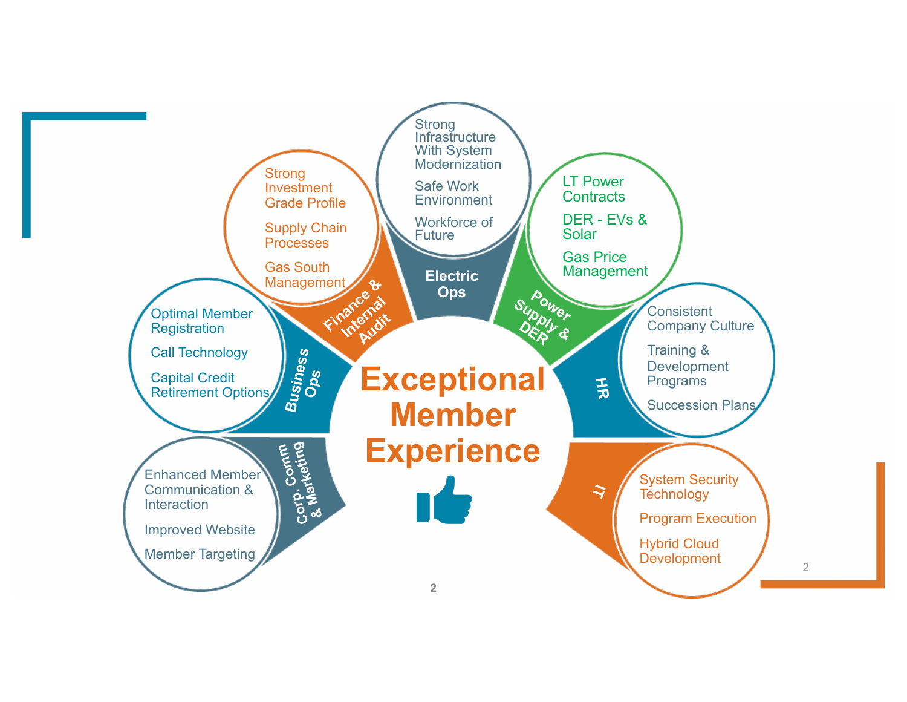# Exceptional Member Experience

## Business Ops
- Optimal Member Registration
- Call Technology
- Capital Credit Retirement Options

## Finance & Internal Audit
- Strong Investment Grade Profile
- Supply Chain Processes
- Gas South Management

## Electric Ops
- Strong Infrastructure With System Modernization
- Safe Work Environment
- Workforce of Future

## Power Supply & DER
- LT Power Contracts
- DER - EVs & Solar
- Gas Price Management

## HR
- Consistent Company Culture
- Training & Development Programs
- Succession Plans

## IT
- System Security Technology
- Program Execution
- Hybrid Cloud Development

## Corp. Comm & Marketing
- Enhanced Member Communication & Interaction
- Improved Website
- Member Targeting